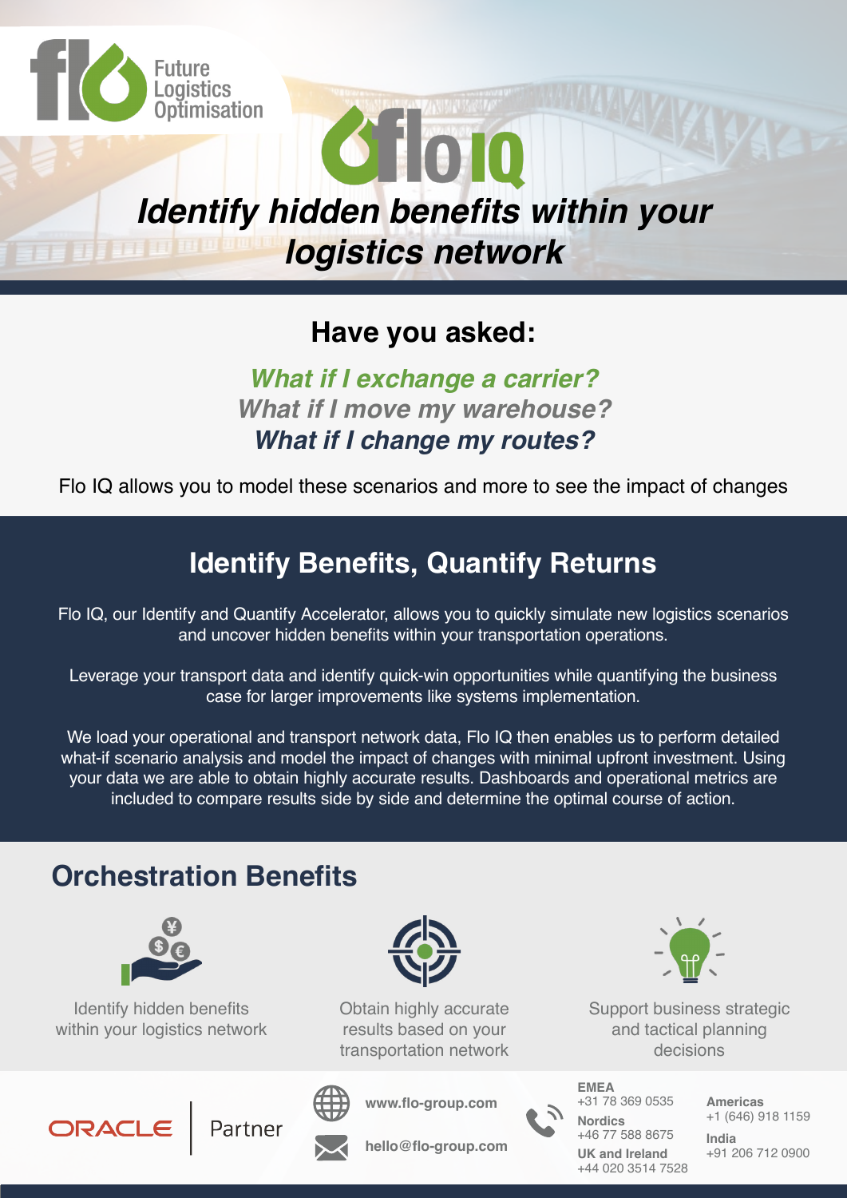Future Logistics Optimisation

flo IQ

# *Identify hidden benefits within your logistics network*

## Have you asked:

***What if I exchange a carrier?***
***What if I move my warehouse?***
***What if I change my routes?***

Flo IQ allows you to model these scenarios and more to see the impact of changes

## Identify Benefits, Quantify Returns

Flo IQ, our Identify and Quantify Accelerator, allows you to quickly simulate new logistics scenarios and uncover hidden benefits within your transportation operations.

Leverage your transport data and identify quick-win opportunities while quantifying the business case for larger improvements like systems implementation.

We load your operational and transport network data, Flo IQ then enables us to perform detailed what-if scenario analysis and model the impact of changes with minimal upfront investment. Using your data we are able to obtain highly accurate results. Dashboards and operational metrics are included to compare results side by side and determine the optimal course of action.

## Orchestration Benefits

- Identify hidden benefits within your logistics network
- Obtain highly accurate results based on your transportation network
- Support business strategic and tactical planning decisions

ORACLE | Partner

www.flo-group.com

hello@flo-group.com

**EMEA**
+31 78 369 0535

**Nordics**
+46 77 588 8675

**UK and Ireland**
+44 020 3514 7528

**Americas**
+1 (646) 918 1159

**India**
+91 206 712 0900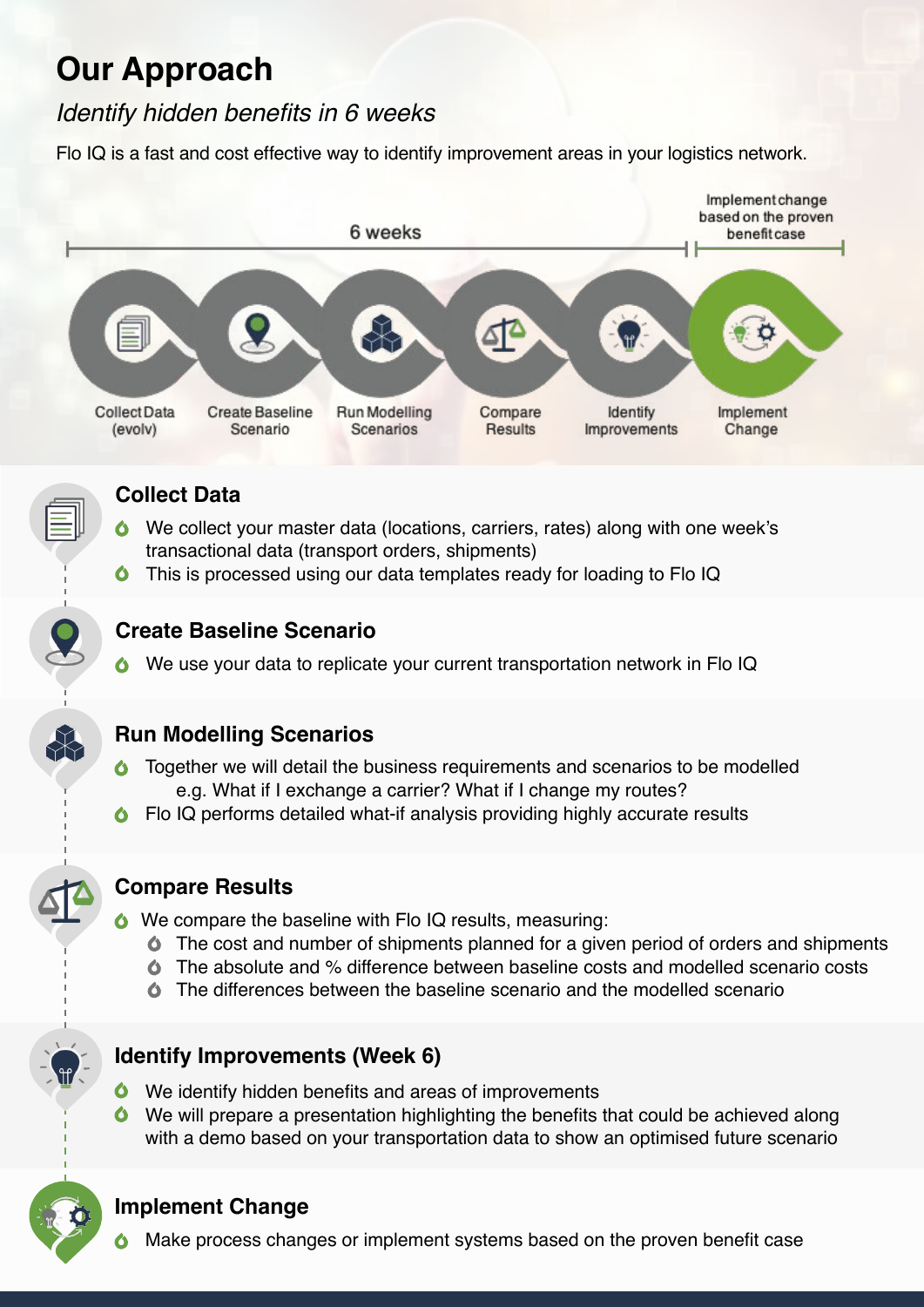# Our Approach

*Identify hidden benefits in 6 weeks*

Flo IQ is a fast and cost effective way to identify improvement areas in your logistics network.

6 weeks

Implement change based on the proven benefit case

Collect Data (evolv)

Create Baseline Scenario

Run Modelling Scenarios

Compare Results

Identify Improvements

Implement Change

## Collect Data

- We collect your master data (locations, carriers, rates) along with one week's transactional data (transport orders, shipments)
- This is processed using our data templates ready for loading to Flo IQ

## Create Baseline Scenario

- We use your data to replicate your current transportation network in Flo IQ

## Run Modelling Scenarios

- Together we will detail the business requirements and scenarios to be modelled e.g. What if I exchange a carrier? What if I change my routes?
- Flo IQ performs detailed what-if analysis providing highly accurate results

## Compare Results

- We compare the baseline with Flo IQ results, measuring:
  - The cost and number of shipments planned for a given period of orders and shipments
  - The absolute and % difference between baseline costs and modelled scenario costs
  - The differences between the baseline scenario and the modelled scenario

## Identify Improvements (Week 6)

- We identify hidden benefits and areas of improvements
- We will prepare a presentation highlighting the benefits that could be achieved along with a demo based on your transportation data to show an optimised future scenario

## Implement Change

- Make process changes or implement systems based on the proven benefit case